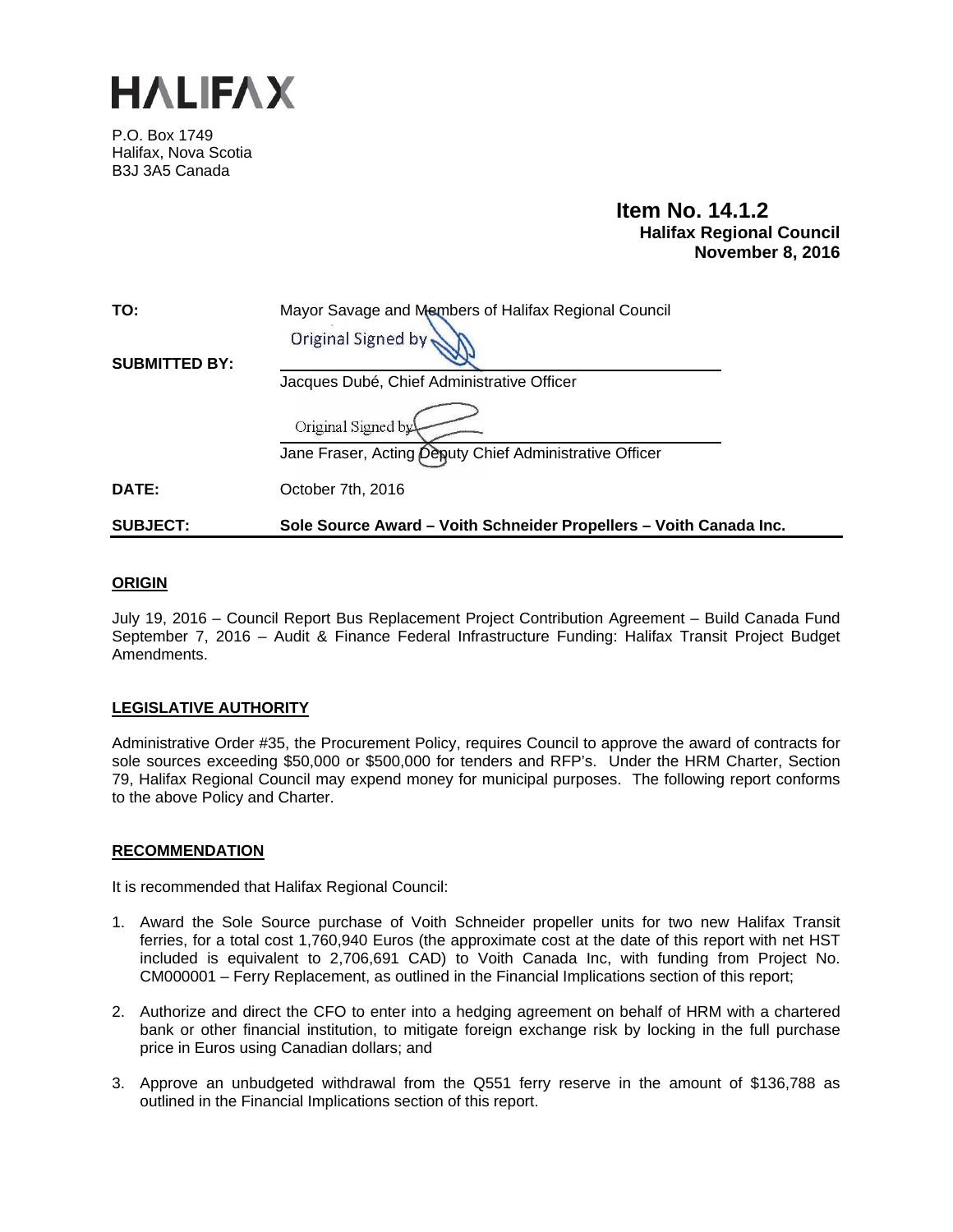# HALIFAX

P.O. Box 1749
Halifax, Nova Scotia
B3J 3A5 Canada

**Item No. 14.1.2**
**Halifax Regional Council**
**November 8, 2016**

| | |
|---|---|
| **TO:** | Mayor Savage and Members of Halifax Regional Council |
| **SUBMITTED BY:** | Original Signed by<br>Jacques Dubé, Chief Administrative Officer<br><br>Original Signed by<br>Jane Fraser, Acting Deputy Chief Administrative Officer |
| **DATE:** | October 7th, 2016 |
| **SUBJECT:** | **Sole Source Award – Voith Schneider Propellers – Voith Canada Inc.** |

## ORIGIN

July 19, 2016 – Council Report Bus Replacement Project Contribution Agreement – Build Canada Fund
September 7, 2016 – Audit & Finance Federal Infrastructure Funding: Halifax Transit Project Budget Amendments.

## LEGISLATIVE AUTHORITY

Administrative Order #35, the Procurement Policy, requires Council to approve the award of contracts for sole sources exceeding $50,000 or $500,000 for tenders and RFP's. Under the HRM Charter, Section 79, Halifax Regional Council may expend money for municipal purposes. The following report conforms to the above Policy and Charter.

## RECOMMENDATION

It is recommended that Halifax Regional Council:

1. Award the Sole Source purchase of Voith Schneider propeller units for two new Halifax Transit ferries, for a total cost 1,760,940 Euros (the approximate cost at the date of this report with net HST included is equivalent to 2,706,691 CAD) to Voith Canada Inc, with funding from Project No. CM000001 – Ferry Replacement, as outlined in the Financial Implications section of this report;
2. Authorize and direct the CFO to enter into a hedging agreement on behalf of HRM with a chartered bank or other financial institution, to mitigate foreign exchange risk by locking in the full purchase price in Euros using Canadian dollars; and
3. Approve an unbudgeted withdrawal from the Q551 ferry reserve in the amount of $136,788 as outlined in the Financial Implications section of this report.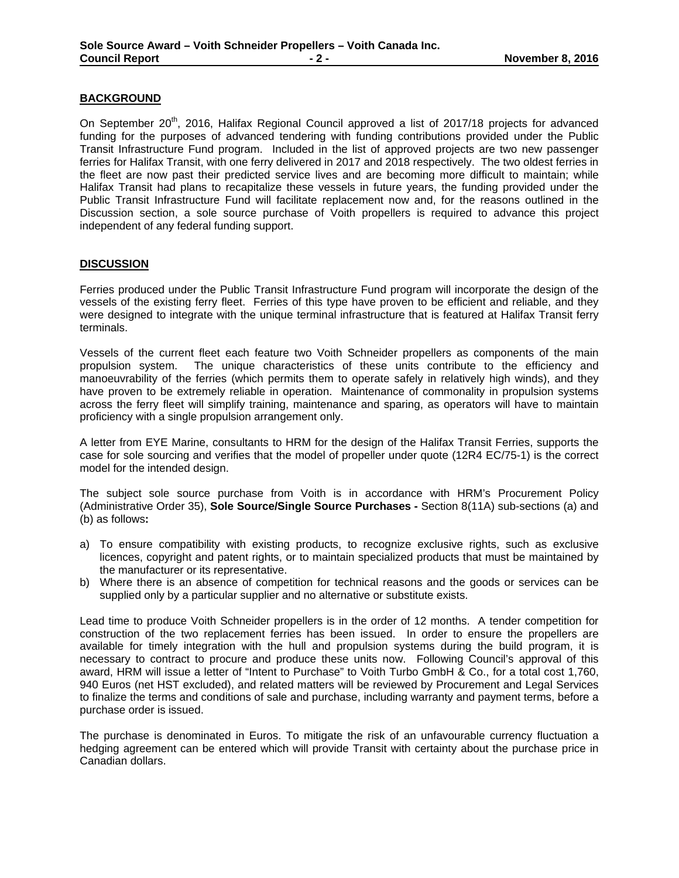## BACKGROUND

On September 20th, 2016, Halifax Regional Council approved a list of 2017/18 projects for advanced funding for the purposes of advanced tendering with funding contributions provided under the Public Transit Infrastructure Fund program. Included in the list of approved projects are two new passenger ferries for Halifax Transit, with one ferry delivered in 2017 and 2018 respectively. The two oldest ferries in the fleet are now past their predicted service lives and are becoming more difficult to maintain; while Halifax Transit had plans to recapitalize these vessels in future years, the funding provided under the Public Transit Infrastructure Fund will facilitate replacement now and, for the reasons outlined in the Discussion section, a sole source purchase of Voith propellers is required to advance this project independent of any federal funding support.

## DISCUSSION

Ferries produced under the Public Transit Infrastructure Fund program will incorporate the design of the vessels of the existing ferry fleet. Ferries of this type have proven to be efficient and reliable, and they were designed to integrate with the unique terminal infrastructure that is featured at Halifax Transit ferry terminals.

Vessels of the current fleet each feature two Voith Schneider propellers as components of the main propulsion system. The unique characteristics of these units contribute to the efficiency and manoeuvrability of the ferries (which permits them to operate safely in relatively high winds), and they have proven to be extremely reliable in operation. Maintenance of commonality in propulsion systems across the ferry fleet will simplify training, maintenance and sparing, as operators will have to maintain proficiency with a single propulsion arrangement only.

A letter from EYE Marine, consultants to HRM for the design of the Halifax Transit Ferries, supports the case for sole sourcing and verifies that the model of propeller under quote (12R4 EC/75-1) is the correct model for the intended design.

The subject sole source purchase from Voith is in accordance with HRM's Procurement Policy (Administrative Order 35), **Sole Source/Single Source Purchases -** Section 8(11A) sub-sections (a) and (b) as follows**:**

a) To ensure compatibility with existing products, to recognize exclusive rights, such as exclusive licences, copyright and patent rights, or to maintain specialized products that must be maintained by the manufacturer or its representative.
b) Where there is an absence of competition for technical reasons and the goods or services can be supplied only by a particular supplier and no alternative or substitute exists.

Lead time to produce Voith Schneider propellers is in the order of 12 months. A tender competition for construction of the two replacement ferries has been issued. In order to ensure the propellers are available for timely integration with the hull and propulsion systems during the build program, it is necessary to contract to procure and produce these units now. Following Council's approval of this award, HRM will issue a letter of "Intent to Purchase" to Voith Turbo GmbH & Co., for a total cost 1,760, 940 Euros (net HST excluded), and related matters will be reviewed by Procurement and Legal Services to finalize the terms and conditions of sale and purchase, including warranty and payment terms, before a purchase order is issued.

The purchase is denominated in Euros. To mitigate the risk of an unfavourable currency fluctuation a hedging agreement can be entered which will provide Transit with certainty about the purchase price in Canadian dollars.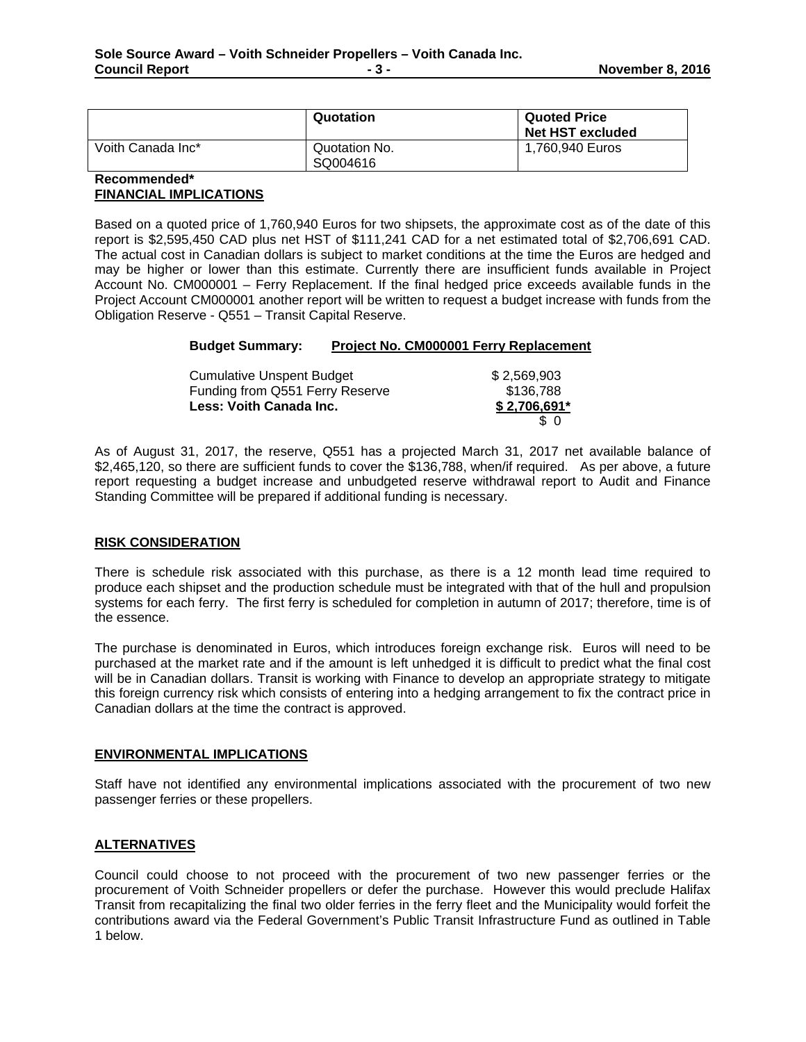|  | Quotation | Quoted Price Net HST excluded |
| --- | --- | --- |
| Voith Canada Inc* | Quotation No. SQ004616 | 1,760,940 Euros |

**Recommended***

## FINANCIAL IMPLICATIONS

Based on a quoted price of 1,760,940 Euros for two shipsets, the approximate cost as of the date of this report is $2,595,450 CAD plus net HST of $111,241 CAD for a net estimated total of $2,706,691 CAD. The actual cost in Canadian dollars is subject to market conditions at the time the Euros are hedged and may be higher or lower than this estimate. Currently there are insufficient funds available in Project Account No. CM000001 – Ferry Replacement. If the final hedged price exceeds available funds in the Project Account CM000001 another report will be written to request a budget increase with funds from the Obligation Reserve - Q551 – Transit Capital Reserve.

**Budget Summary:** **Project No. CM000001 Ferry Replacement**

|  |  |
| --- | --- |
| Cumulative Unspent Budget | $ 2,569,903 |
| Funding from Q551 Ferry Reserve | $136,788 |
| **Less: Voith Canada Inc.** | **$ 2,706,691*** |
|  | $ 0 |

As of August 31, 2017, the reserve, Q551 has a projected March 31, 2017 net available balance of $2,465,120, so there are sufficient funds to cover the $136,788, when/if required. As per above, a future report requesting a budget increase and unbudgeted reserve withdrawal report to Audit and Finance Standing Committee will be prepared if additional funding is necessary.

## RISK CONSIDERATION

There is schedule risk associated with this purchase, as there is a 12 month lead time required to produce each shipset and the production schedule must be integrated with that of the hull and propulsion systems for each ferry. The first ferry is scheduled for completion in autumn of 2017; therefore, time is of the essence.

The purchase is denominated in Euros, which introduces foreign exchange risk. Euros will need to be purchased at the market rate and if the amount is left unhedged it is difficult to predict what the final cost will be in Canadian dollars. Transit is working with Finance to develop an appropriate strategy to mitigate this foreign currency risk which consists of entering into a hedging arrangement to fix the contract price in Canadian dollars at the time the contract is approved.

## ENVIRONMENTAL IMPLICATIONS

Staff have not identified any environmental implications associated with the procurement of two new passenger ferries or these propellers.

## ALTERNATIVES

Council could choose to not proceed with the procurement of two new passenger ferries or the procurement of Voith Schneider propellers or defer the purchase. However this would preclude Halifax Transit from recapitalizing the final two older ferries in the ferry fleet and the Municipality would forfeit the contributions award via the Federal Government's Public Transit Infrastructure Fund as outlined in Table 1 below.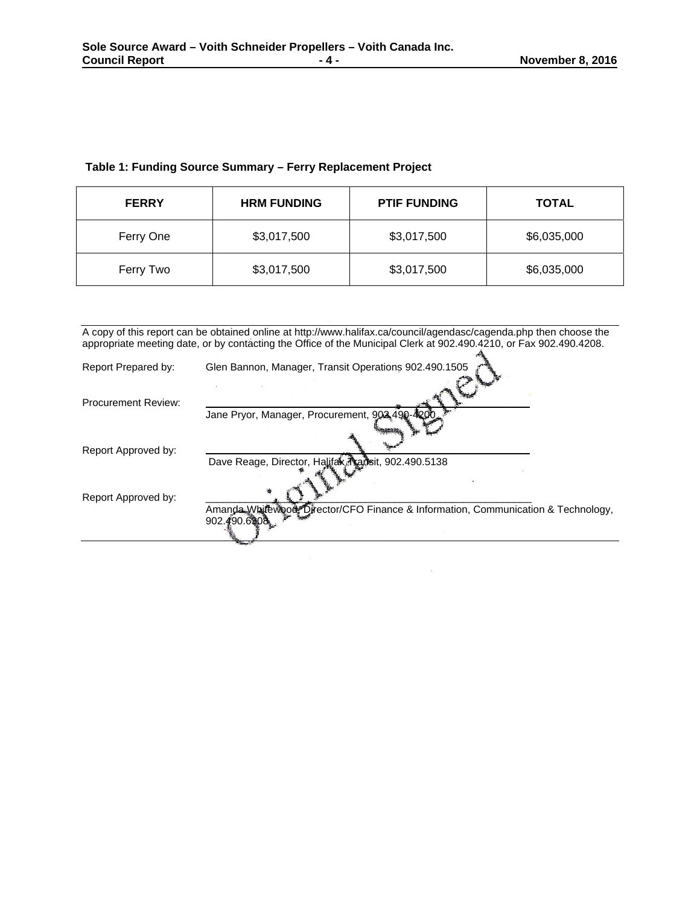**Table 1: Funding Source Summary – Ferry Replacement Project**

| FERRY | HRM FUNDING | PTIF FUNDING | TOTAL |
|---|---|---|---|
| Ferry One | $3,017,500 | $3,017,500 | $6,035,000 |
| Ferry Two | $3,017,500 | $3,017,500 | $6,035,000 |

---

A copy of this report can be obtained online at http://www.halifax.ca/council/agendasc/cagenda.php then choose the appropriate meeting date, or by contacting the Office of the Municipal Clerk at 902.490.4210, or Fax 902.490.4208.

Report Prepared by: Glen Bannon, Manager, Transit Operations 902.490.1505

Procurement Review: Jane Pryor, Manager, Procurement, 902.490-4200

Report Approved by: Dave Reage, Director, Halifax Transit, 902.490.5138

Report Approved by: Amanda Whitewood, Director/CFO Finance & Information, Communication & Technology, 902.490.6308

Original Signed

---